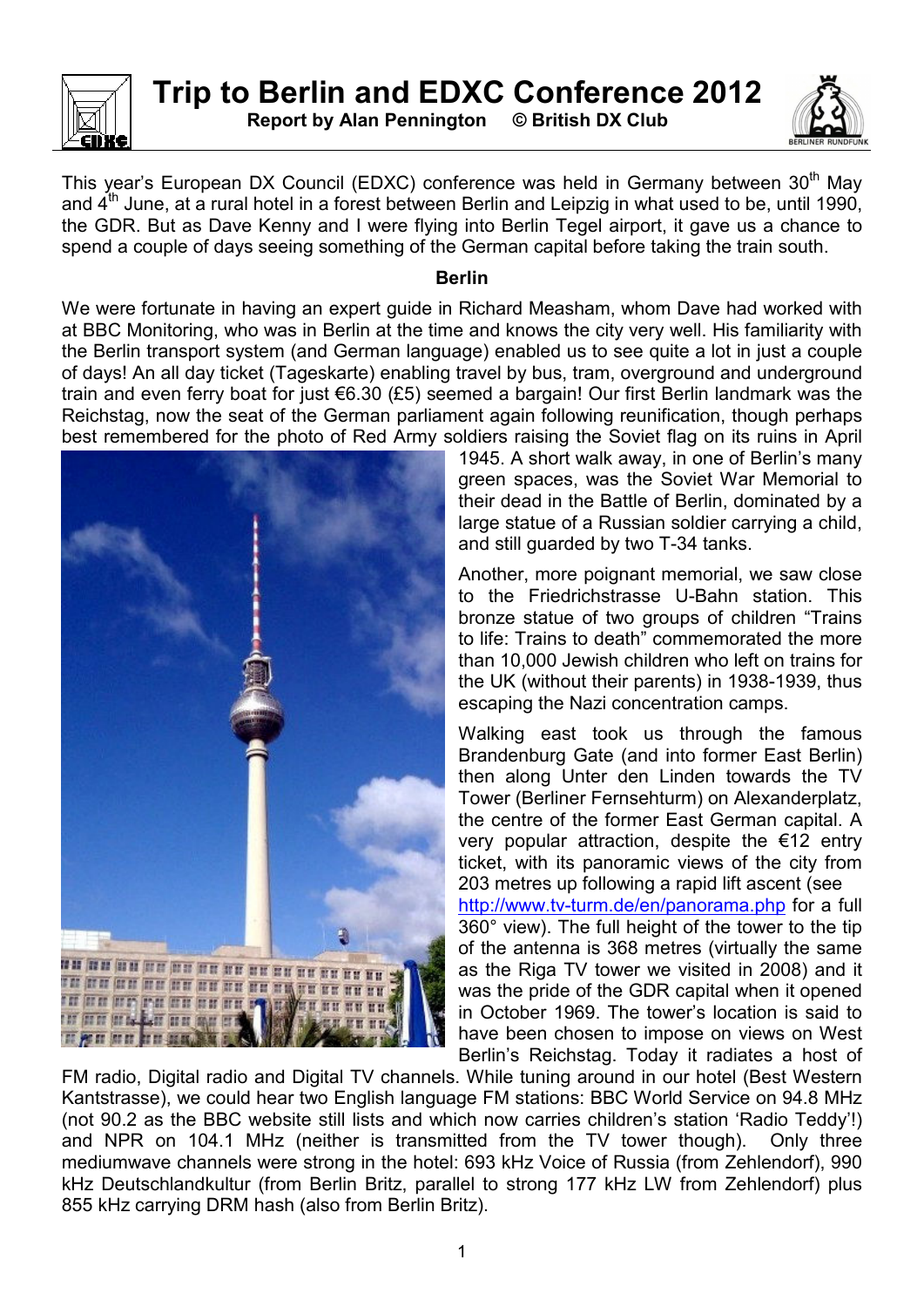# Trip to Berlin and EDXC Conference 2012

**Report by Alan Pennington © British DX Club**

This year's European DX Council (EDXC) conference was held in Germany between 30th May and 4th June, at a rural hotel in a forest between Berlin and Leipzig in what used to be, until 1990, the GDR. But as Dave Kenny and I were flying into Berlin Tegel airport, it gave us a chance to spend a couple of days seeing something of the German capital before taking the train south.

## Berlin

We were fortunate in having an expert guide in Richard Measham, whom Dave had worked with at BBC Monitoring, who was in Berlin at the time and knows the city very well. His familiarity with the Berlin transport system (and German language) enabled us to see quite a lot in just a couple of days! An all day ticket (Tageskarte) enabling travel by bus, tram, overground and underground train and even ferry boat for just €6.30 (£5) seemed a bargain! Our first Berlin landmark was the Reichstag, now the seat of the German parliament again following reunification, though perhaps best remembered for the photo of Red Army soldiers raising the Soviet flag on its ruins in April 1945. A short walk away, in one of Berlin's many green spaces, was the Soviet War Memorial to their dead in the Battle of Berlin, dominated by a large statue of a Russian soldier carrying a child, and still guarded by two T-34 tanks.

Another, more poignant memorial, we saw close to the Friedrichstrasse U-Bahn station. This bronze statue of two groups of children "Trains to life: Trains to death" commemorated the more than 10,000 Jewish children who left on trains for the UK (without their parents) in 1938-1939, thus escaping the Nazi concentration camps.

Walking east took us through the famous Brandenburg Gate (and into former East Berlin) then along Unter den Linden towards the TV Tower (Berliner Fernsehturm) on Alexanderplatz, the centre of the former East German capital. A very popular attraction, despite the €12 entry ticket, with its panoramic views of the city from 203 metres up following a rapid lift ascent (see http://www.tv-turm.de/en/panorama.php for a full 360° view). The full height of the tower to the tip of the antenna is 368 metres (virtually the same as the Riga TV tower we visited in 2008) and it was the pride of the GDR capital when it opened in October 1969. The tower's location is said to have been chosen to impose on views on West Berlin's Reichstag. Today it radiates a host of FM radio, Digital radio and Digital TV channels. While tuning around in our hotel (Best Western Kantstrasse), we could hear two English language FM stations: BBC World Service on 94.8 MHz (not 90.2 as the BBC website still lists and which now carries children's station 'Radio Teddy'!) and NPR on 104.1 MHz (neither is transmitted from the TV tower though). Only three mediumwave channels were strong in the hotel: 693 kHz Voice of Russia (from Zehlendorf), 990 kHz Deutschlandkultur (from Berlin Britz, parallel to strong 177 kHz LW from Zehlendorf) plus 855 kHz carrying DRM hash (also from Berlin Britz).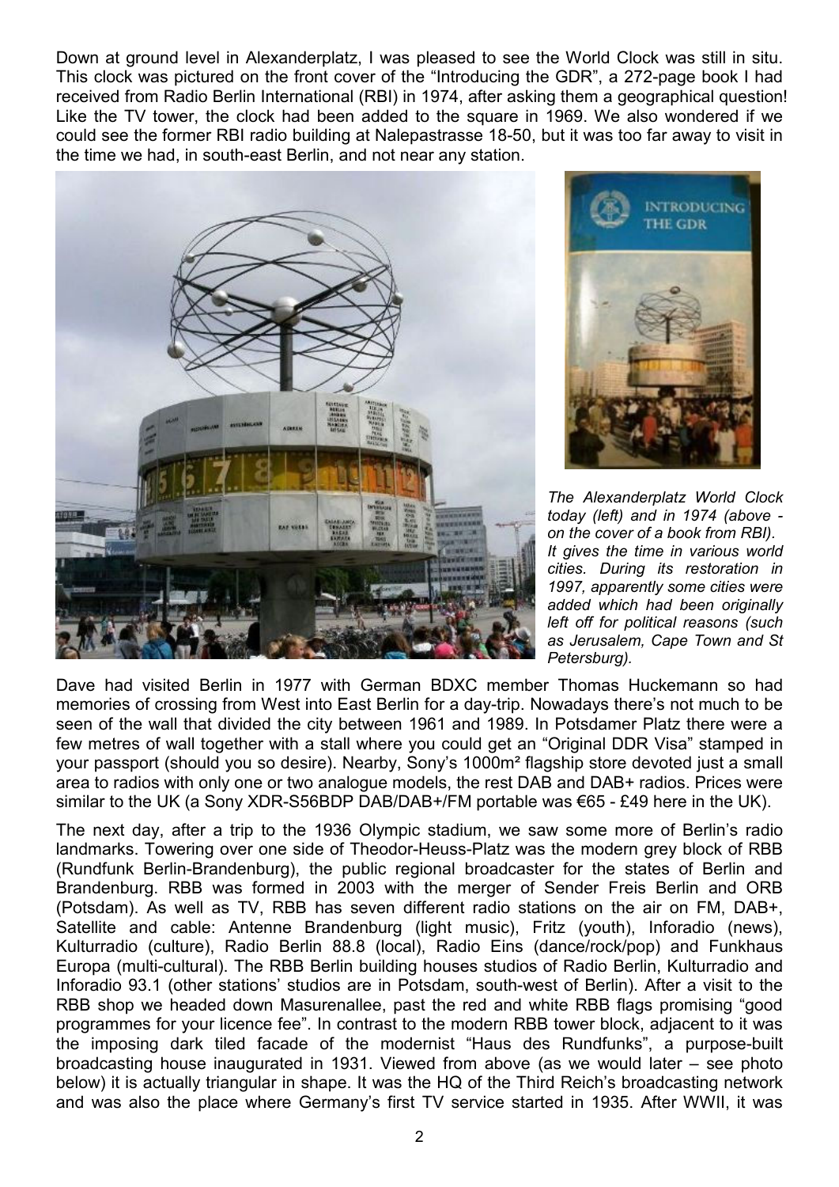Down at ground level in Alexanderplatz, I was pleased to see the World Clock was still in situ. This clock was pictured on the front cover of the "Introducing the GDR", a 272-page book I had received from Radio Berlin International (RBI) in 1974, after asking them a geographical question! Like the TV tower, the clock had been added to the square in 1969. We also wondered if we could see the former RBI radio building at Nalepastrasse 18-50, but it was too far away to visit in the time we had, in south-east Berlin, and not near any station.

*The Alexanderplatz World Clock today (left) and in 1974 (above - on the cover of a book from RBI). It gives the time in various world cities. During its restoration in 1997, apparently some cities were added which had been originally left off for political reasons (such as Jerusalem, Cape Town and St Petersburg).*

Dave had visited Berlin in 1977 with German BDXC member Thomas Huckemann so had memories of crossing from West into East Berlin for a day-trip. Nowadays there's not much to be seen of the wall that divided the city between 1961 and 1989. In Potsdamer Platz there were a few metres of wall together with a stall where you could get an "Original DDR Visa" stamped in your passport (should you so desire). Nearby, Sony's 1000m² flagship store devoted just a small area to radios with only one or two analogue models, the rest DAB and DAB+ radios. Prices were similar to the UK (a Sony XDR-S56BDP DAB/DAB+/FM portable was €65 - £49 here in the UK).

The next day, after a trip to the 1936 Olympic stadium, we saw some more of Berlin's radio landmarks. Towering over one side of Theodor-Heuss-Platz was the modern grey block of RBB (Rundfunk Berlin-Brandenburg), the public regional broadcaster for the states of Berlin and Brandenburg. RBB was formed in 2003 with the merger of Sender Freis Berlin and ORB (Potsdam). As well as TV, RBB has seven different radio stations on the air on FM, DAB+, Satellite and cable: Antenne Brandenburg (light music), Fritz (youth), Inforadio (news), Kulturradio (culture), Radio Berlin 88.8 (local), Radio Eins (dance/rock/pop) and Funkhaus Europa (multi-cultural). The RBB Berlin building houses studios of Radio Berlin, Kulturradio and Inforadio 93.1 (other stations' studios are in Potsdam, south-west of Berlin). After a visit to the RBB shop we headed down Masurenallee, past the red and white RBB flags promising "good programmes for your licence fee". In contrast to the modern RBB tower block, adjacent to it was the imposing dark tiled facade of the modernist "Haus des Rundfunks", a purpose-built broadcasting house inaugurated in 1931. Viewed from above (as we would later – see photo below) it is actually triangular in shape. It was the HQ of the Third Reich's broadcasting network and was also the place where Germany's first TV service started in 1935. After WWII, it was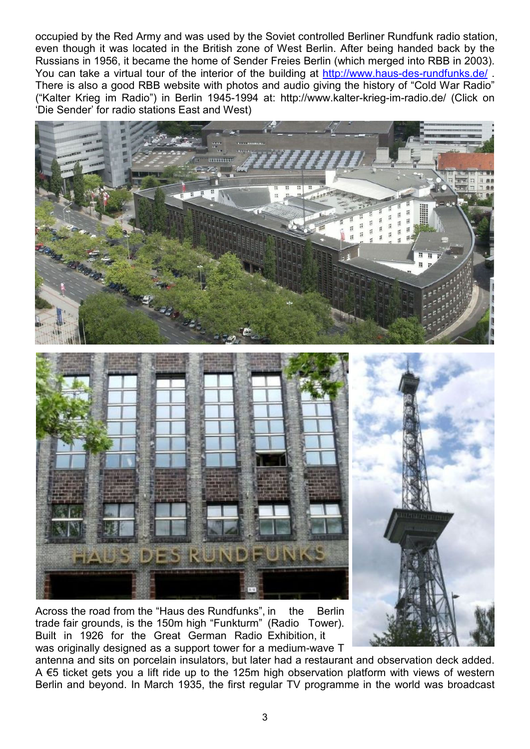occupied by the Red Army and was used by the Soviet controlled Berliner Rundfunk radio station, even though it was located in the British zone of West Berlin. After being handed back by the Russians in 1956, it became the home of Sender Freies Berlin (which merged into RBB in 2003). You can take a virtual tour of the interior of the building at [http://www.haus-des-rundfunks.de/](http://www.haus-des-rundfunks.de/) . There is also a good RBB website with photos and audio giving the history of "Cold War Radio" ("Kalter Krieg im Radio") in Berlin 1945-1994 at: http://www.kalter-krieg-im-radio.de/ (Click on 'Die Sender' for radio stations East and West)

Across the road from the "Haus des Rundfunks", in the Berlin trade fair grounds, is the 150m high "Funkturm" (Radio Tower). Built in 1926 for the Great German Radio Exhibition, it was originally designed as a support tower for a medium-wave T antenna and sits on porcelain insulators, but later had a restaurant and observation deck added. A €5 ticket gets you a lift ride up to the 125m high observation platform with views of western Berlin and beyond. In March 1935, the first regular TV programme in the world was broadcast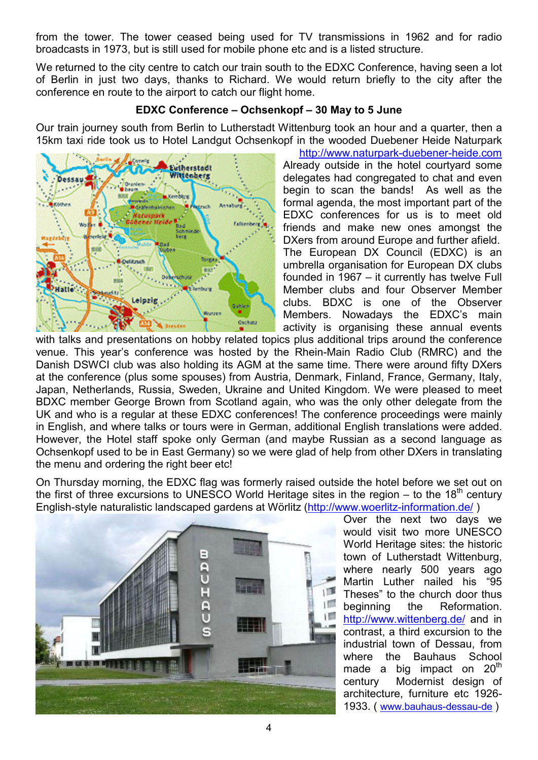from the tower. The tower ceased being used for TV transmissions in 1962 and for radio broadcasts in 1973, but is still used for mobile phone etc and is a listed structure.

We returned to the city centre to catch our train south to the EDXC Conference, having seen a lot of Berlin in just two days, thanks to Richard. We would return briefly to the city after the conference en route to the airport to catch our flight home.

**EDXC Conference – Ochsenkopf – 30 May to 5 June**

Our train journey south from Berlin to Lutherstadt Wittenburg took an hour and a quarter, then a 15km taxi ride took us to Hotel Landgut Ochsenkopf in the wooded Duebener Heide Naturpark http://www.naturpark-duebener-heide.com Already outside in the hotel courtyard some delegates had congregated to chat and even begin to scan the bands! As well as the formal agenda, the most important part of the EDXC conferences for us is to meet old friends and make new ones amongst the DXers from around Europe and further afield. The European DX Council (EDXC) is an umbrella organisation for European DX clubs founded in 1967 – it currently has twelve Full Member clubs and four Observer Member clubs. BDXC is one of the Observer Members. Nowadays the EDXC's main activity is organising these annual events with talks and presentations on hobby related topics plus additional trips around the conference venue. This year's conference was hosted by the Rhein-Main Radio Club (RMRC) and the Danish DSWCI club was also holding its AGM at the same time. There were around fifty DXers at the conference (plus some spouses) from Austria, Denmark, Finland, France, Germany, Italy, Japan, Netherlands, Russia, Sweden, Ukraine and United Kingdom. We were pleased to meet BDXC member George Brown from Scotland again, who was the only other delegate from the UK and who is a regular at these EDXC conferences! The conference proceedings were mainly in English, and where talks or tours were in German, additional English translations were added. However, the Hotel staff spoke only German (and maybe Russian as a second language as Ochsenkopf used to be in East Germany) so we were glad of help from other DXers in translating the menu and ordering the right beer etc!

On Thursday morning, the EDXC flag was formerly raised outside the hotel before we set out on the first of three excursions to UNESCO World Heritage sites in the region – to the 18th century English-style naturalistic landscaped gardens at Wörlitz (http://www.woerlitz-information.de/ )

Over the next two days we would visit two more UNESCO World Heritage sites: the historic town of Lutherstadt Wittenburg, where nearly 500 years ago Martin Luther nailed his "95 Theses" to the church door thus beginning the Reformation. http://www.wittenberg.de/ and in contrast, a third excursion to the industrial town of Dessau, from where the Bauhaus School made a big impact on 20th century Modernist design of architecture, furniture etc 1926-1933. ( www.bauhaus-dessau-de )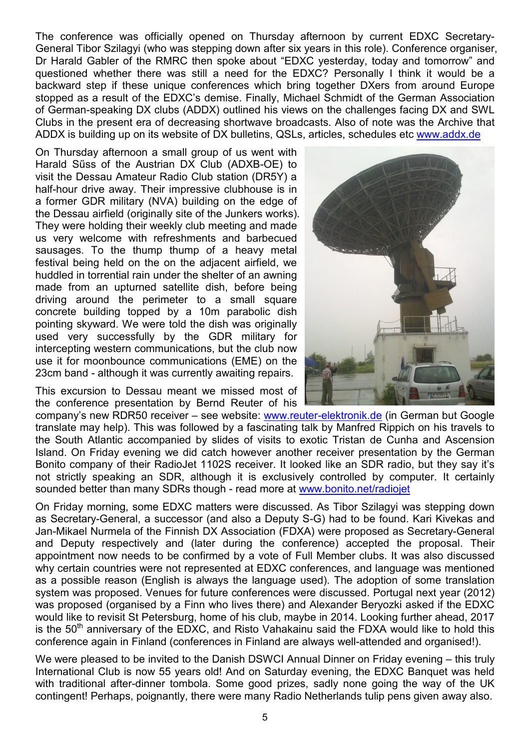The conference was officially opened on Thursday afternoon by current EDXC Secretary-General Tibor Szilagyi (who was stepping down after six years in this role). Conference organiser, Dr Harald Gabler of the RMRC then spoke about "EDXC yesterday, today and tomorrow" and questioned whether there was still a need for the EDXC? Personally I think it would be a backward step if these unique conferences which bring together DXers from around Europe stopped as a result of the EDXC's demise. Finally, Michael Schmidt of the German Association of German-speaking DX clubs (ADDX) outlined his views on the challenges facing DX and SWL Clubs in the present era of decreasing shortwave broadcasts. Also of note was the Archive that ADDX is building up on its website of DX bulletins, QSLs, articles, schedules etc www.addx.de

On Thursday afternoon a small group of us went with Harald Sűss of the Austrian DX Club (ADXB-OE) to visit the Dessau Amateur Radio Club station (DR5Y) a half-hour drive away. Their impressive clubhouse is in a former GDR military (NVA) building on the edge of the Dessau airfield (originally site of the Junkers works). They were holding their weekly club meeting and made us very welcome with refreshments and barbecued sausages. To the thump thump of a heavy metal festival being held on the on the adjacent airfield, we huddled in torrential rain under the shelter of an awning made from an upturned satellite dish, before being driving around the perimeter to a small square concrete building topped by a 10m parabolic dish pointing skyward. We were told the dish was originally used very successfully by the GDR military for intercepting western communications, but the club now use it for moonbounce communications (EME) on the 23cm band - although it was currently awaiting repairs.

This excursion to Dessau meant we missed most of the conference presentation by Bernd Reuter of his company's new RDR50 receiver – see website: www.reuter-elektronik.de (in German but Google translate may help). This was followed by a fascinating talk by Manfred Rippich on his travels to the South Atlantic accompanied by slides of visits to exotic Tristan de Cunha and Ascension Island. On Friday evening we did catch however another receiver presentation by the German Bonito company of their RadioJet 1102S receiver. It looked like an SDR radio, but they say it's not strictly speaking an SDR, although it is exclusively controlled by computer. It certainly sounded better than many SDRs though - read more at www.bonito.net/radiojet

On Friday morning, some EDXC matters were discussed. As Tibor Szilagyi was stepping down as Secretary-General, a successor (and also a Deputy S-G) had to be found. Kari Kivekas and Jan-Mikael Nurmela of the Finnish DX Association (FDXA) were proposed as Secretary-General and Deputy respectively and (later during the conference) accepted the proposal. Their appointment now needs to be confirmed by a vote of Full Member clubs. It was also discussed why certain countries were not represented at EDXC conferences, and language was mentioned as a possible reason (English is always the language used). The adoption of some translation system was proposed. Venues for future conferences were discussed. Portugal next year (2012) was proposed (organised by a Finn who lives there) and Alexander Beryozki asked if the EDXC would like to revisit St Petersburg, home of his club, maybe in 2014. Looking further ahead, 2017 is the 50th anniversary of the EDXC, and Risto Vahakainu said the FDXA would like to hold this conference again in Finland (conferences in Finland are always well-attended and organised!).

We were pleased to be invited to the Danish DSWCI Annual Dinner on Friday evening – this truly International Club is now 55 years old! And on Saturday evening, the EDXC Banquet was held with traditional after-dinner tombola. Some good prizes, sadly none going the way of the UK contingent! Perhaps, poignantly, there were many Radio Netherlands tulip pens given away also.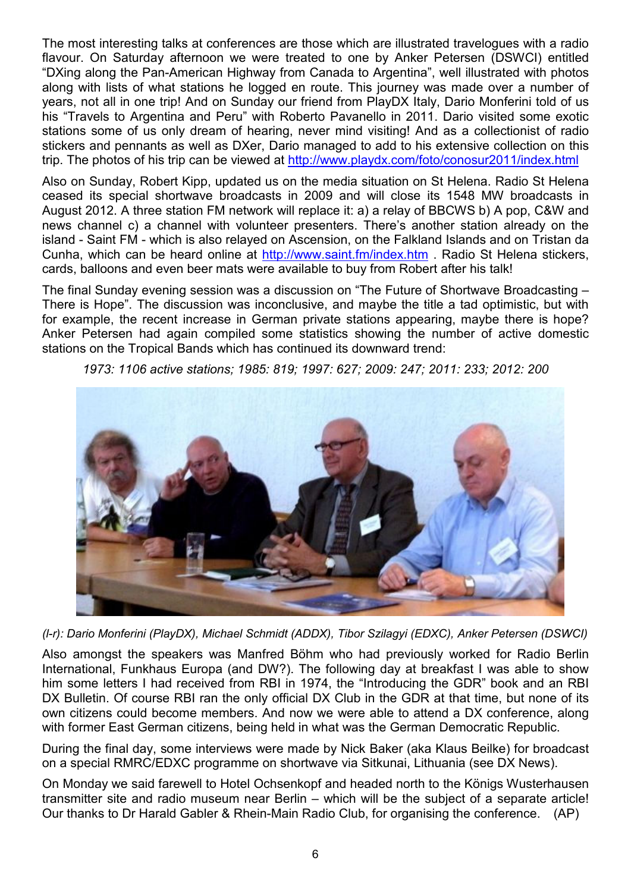The most interesting talks at conferences are those which are illustrated travelogues with a radio flavour. On Saturday afternoon we were treated to one by Anker Petersen (DSWCI) entitled “DXing along the Pan-American Highway from Canada to Argentina”, well illustrated with photos along with lists of what stations he logged en route. This journey was made over a number of years, not all in one trip! And on Sunday our friend from PlayDX Italy, Dario Monferini told of us his “Travels to Argentina and Peru” with Roberto Pavanello in 2011. Dario visited some exotic stations some of us only dream of hearing, never mind visiting! And as a collectionist of radio stickers and pennants as well as DXer, Dario managed to add to his extensive collection on this trip. The photos of his trip can be viewed at http://www.playdx.com/foto/conosur2011/index.html

Also on Sunday, Robert Kipp, updated us on the media situation on St Helena. Radio St Helena ceased its special shortwave broadcasts in 2009 and will close its 1548 MW broadcasts in August 2012. A three station FM network will replace it: a) a relay of BBCWS b) A pop, C&W and news channel c) a channel with volunteer presenters. There’s another station already on the island - Saint FM - which is also relayed on Ascension, on the Falkland Islands and on Tristan da Cunha, which can be heard online at http://www.saint.fm/index.htm . Radio St Helena stickers, cards, balloons and even beer mats were available to buy from Robert after his talk!

The final Sunday evening session was a discussion on “The Future of Shortwave Broadcasting – There is Hope”. The discussion was inconclusive, and maybe the title a tad optimistic, but with for example, the recent increase in German private stations appearing, maybe there is hope? Anker Petersen had again compiled some statistics showing the number of active domestic stations on the Tropical Bands which has continued its downward trend:

*1973: 1106 active stations; 1985: 819; 1997: 627; 2009: 247; 2011: 233; 2012: 200*

*(l-r): Dario Monferini (PlayDX), Michael Schmidt (ADDX), Tibor Szilagyi (EDXC), Anker Petersen (DSWCI)*

Also amongst the speakers was Manfred Böhm who had previously worked for Radio Berlin International, Funkhaus Europa (and DW?). The following day at breakfast I was able to show him some letters I had received from RBI in 1974, the “Introducing the GDR” book and an RBI DX Bulletin. Of course RBI ran the only official DX Club in the GDR at that time, but none of its own citizens could become members. And now we were able to attend a DX conference, along with former East German citizens, being held in what was the German Democratic Republic.

During the final day, some interviews were made by Nick Baker (aka Klaus Beilke) for broadcast on a special RMRC/EDXC programme on shortwave via Sitkunai, Lithuania (see DX News).

On Monday we said farewell to Hotel Ochsenkopf and headed north to the Königs Wusterhausen transmitter site and radio museum near Berlin – which will be the subject of a separate article! Our thanks to Dr Harald Gabler & Rhein-Main Radio Club, for organising the conference. (AP)